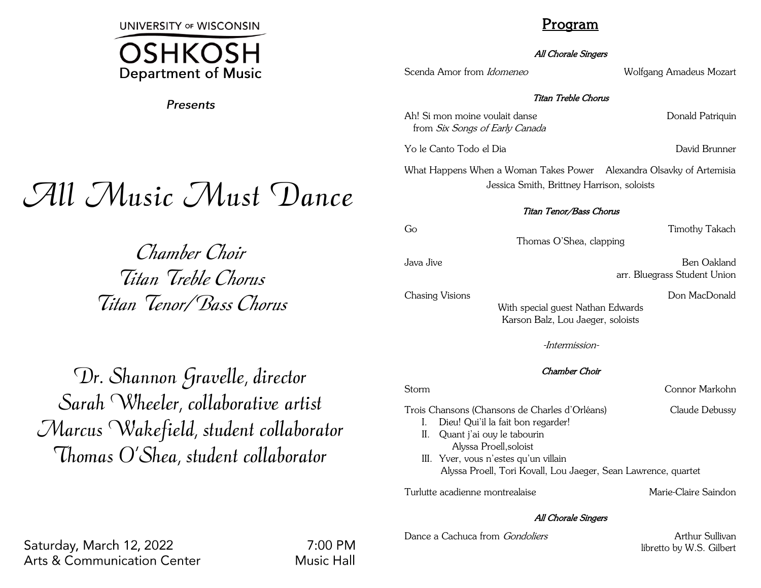UNIVERSITY OF WISCONSIN
OSHKOSH
Department of Music

*Presents*

# *All Music Must Dance*

*Chamber Choir*
*Titan Treble Chorus*
*Titan Tenor/Bass Chorus*

*Dr. Shannon Gravelle, director*
*Sarah Wheeler, collaborative artist*
*Marcus Wakefield, student collaborator*
*Thomas O'Shea, student collaborator*

Saturday, March 12, 2022 — 7:00 PM
Arts & Communication Center — Music Hall

## Program

***All Chorale Singers***

Scenda Amor from *Idomeneo* — Wolfgang Amadeus Mozart

***Titan Treble Chorus***

Ah! Si mon moine voulait danse from *Six Songs of Early Canada* — Donald Patriquin

Yo le Canto Todo el Dia — David Brunner

What Happens When a Woman Takes Power — Alexandra Olsavky of Artemisia
Jessica Smith, Brittney Harrison, soloists

***Titan Tenor/Bass Chorus***

Go — Timothy Takach
Thomas O'Shea, clapping

Java Jive — Ben Oakland
arr. Bluegrass Student Union

Chasing Visions — Don MacDonald
With special guest Nathan Edwards
Karson Balz, Lou Jaeger, soloists

*-Intermission-*

***Chamber Choir***

Storm — Connor Markohn

Trois Chansons (Chansons de Charles d'Orléans) — Claude Debussy

I. Dieu! Qui'il la fait bon regarder!
II. Quant j'ai ouy le tabourin
 Alyssa Proell,soloist
III. Yver, vous n'estes qu'un villain
 Alyssa Proell, Tori Kovall, Lou Jaeger, Sean Lawrence, quartet

Turlutte acadienne montrealaise — Marie-Claire Saindon

***All Chorale Singers***

Dance a Cachuca from *Gondoliers* — Arthur Sullivan
libretto by W.S. Gilbert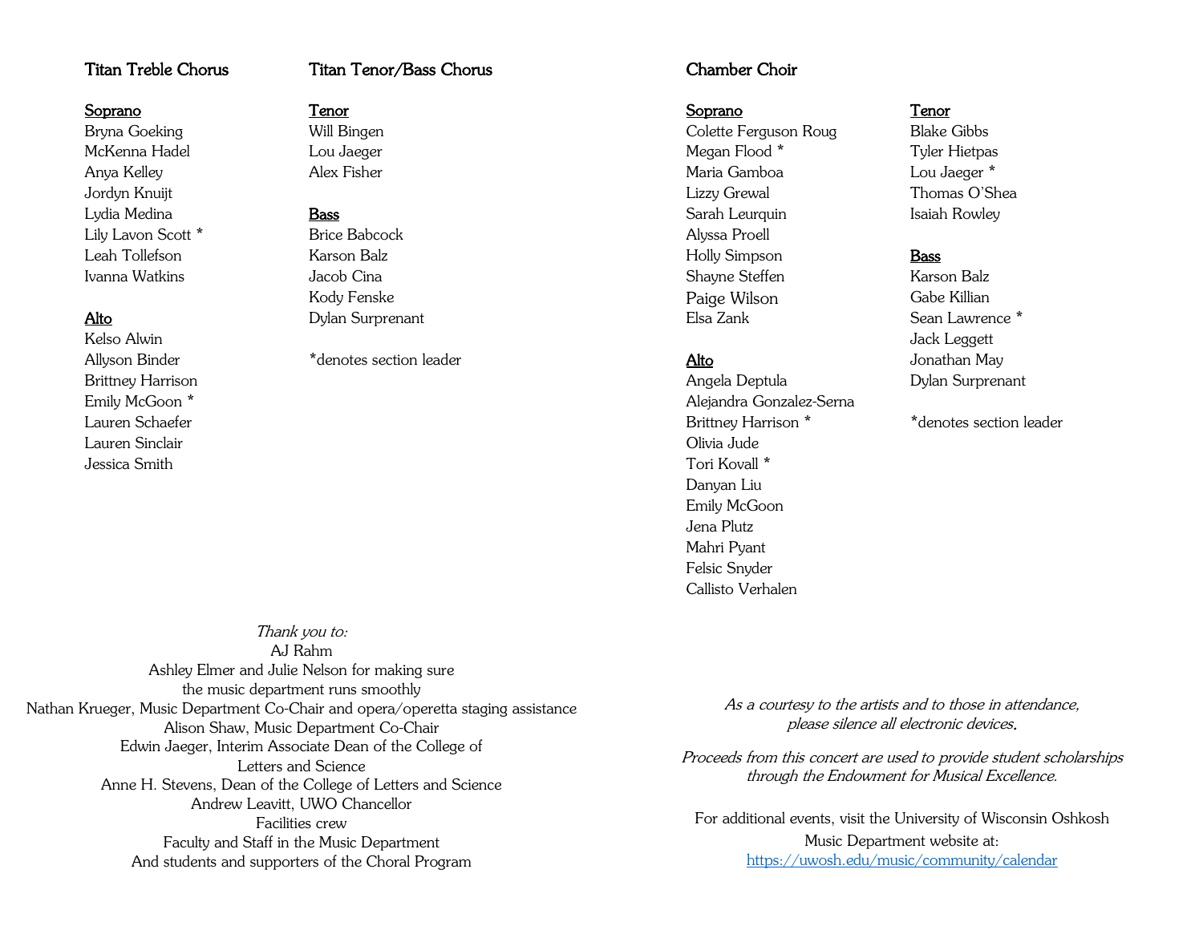## Titan Treble Chorus

**Soprano**
Bryna Goeking
McKenna Hadel
Anya Kelley
Jordyn Knuijt
Lydia Medina
Lily Lavon Scott *
Leah Tollefson
Ivanna Watkins

**Alto**
Kelso Alwin
Allyson Binder
Brittney Harrison
Emily McGoon *
Lauren Schaefer
Lauren Sinclair
Jessica Smith

## Titan Tenor/Bass Chorus

**Tenor**
Will Bingen
Lou Jaeger
Alex Fisher

**Bass**
Brice Babcock
Karson Balz
Jacob Cina
Kody Fenske
Dylan Surprenant

*denotes section leader

## Chamber Choir

**Soprano**
Colette Ferguson Roug
Megan Flood *
Maria Gamboa
Lizzy Grewal
Sarah Leurquin
Alyssa Proell
Holly Simpson
Shayne Steffen
Paige Wilson
Elsa Zank

**Alto**
Angela Deptula
Alejandra Gonzalez-Serna
Brittney Harrison *
Olivia Jude
Tori Kovall *
Danyan Liu
Emily McGoon
Jena Plutz
Mahri Pyant
Felsic Snyder
Callisto Verhalen

**Tenor**
Blake Gibbs
Tyler Hietpas
Lou Jaeger *
Thomas O'Shea
Isaiah Rowley

**Bass**
Karson Balz
Gabe Killian
Sean Lawrence *
Jack Leggett
Jonathan May
Dylan Surprenant

*denotes section leader

*Thank you to:*
AJ Rahm
Ashley Elmer and Julie Nelson for making sure the music department runs smoothly
Nathan Krueger, Music Department Co-Chair and opera/operetta staging assistance
Alison Shaw, Music Department Co-Chair
Edwin Jaeger, Interim Associate Dean of the College of Letters and Science
Anne H. Stevens, Dean of the College of Letters and Science
Andrew Leavitt, UWO Chancellor
Facilities crew
Faculty and Staff in the Music Department
And students and supporters of the Choral Program

*As a courtesy to the artists and to those in attendance, please silence all electronic devices.*

*Proceeds from this concert are used to provide student scholarships through the Endowment for Musical Excellence.*

For additional events, visit the University of Wisconsin Oshkosh Music Department website at:
https://uwosh.edu/music/community/calendar